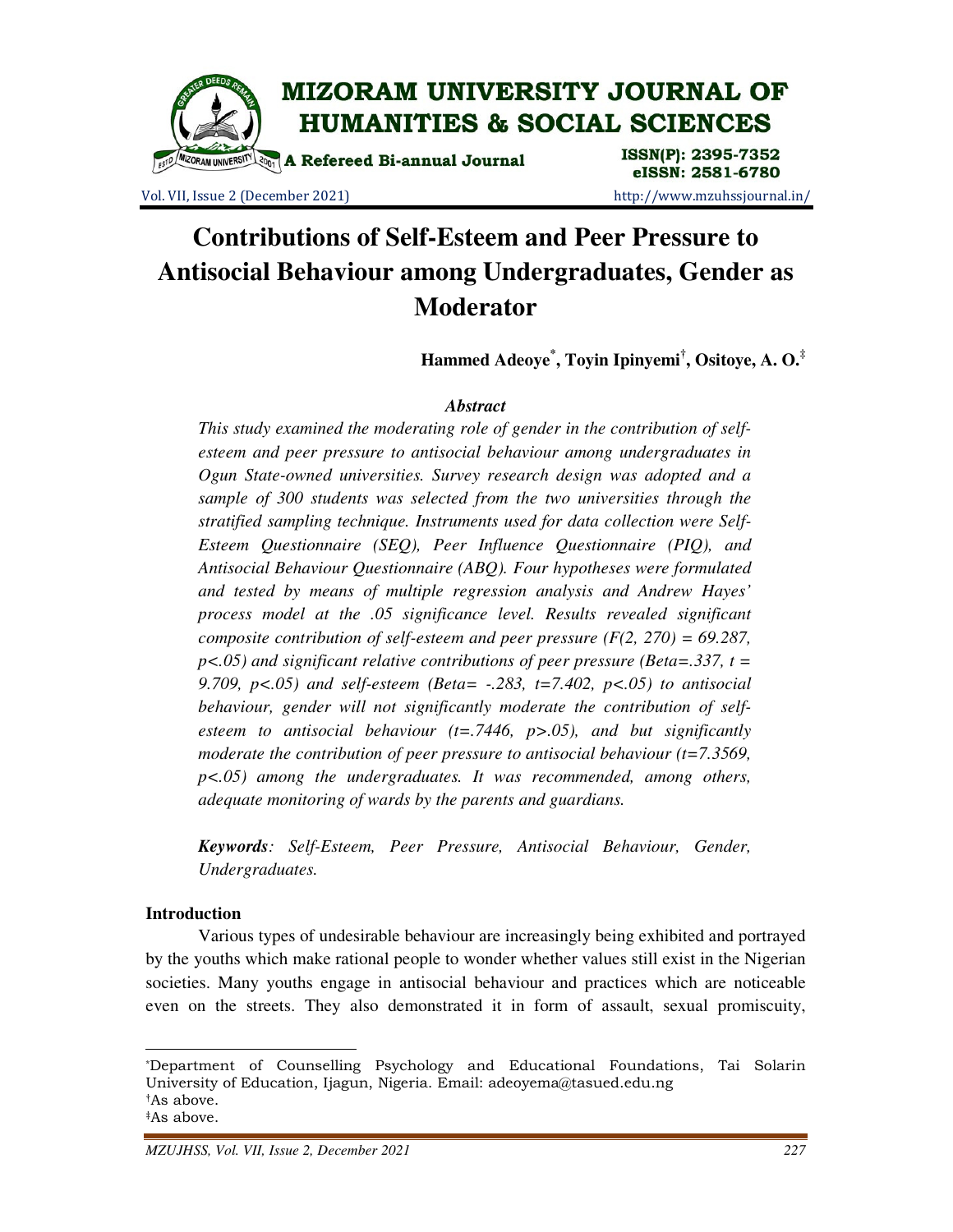# Contributions of Self-Esteem and Peer Pressure to Antisocial Behaviour among Undergraduates, Gender as Moderator

**Hammed Adeoye[*], Toyin Ipinyemi[†], Ositoye, A. O.[‡]**

### *Abstract*

*This study examined the moderating role of gender in the contribution of self-esteem and peer pressure to antisocial behaviour among undergraduates in Ogun State-owned universities. Survey research design was adopted and a sample of 300 students was selected from the two universities through the stratified sampling technique. Instruments used for data collection were Self-Esteem Questionnaire (SEQ), Peer Influence Questionnaire (PIQ), and Antisocial Behaviour Questionnaire (ABQ). Four hypotheses were formulated and tested by means of multiple regression analysis and Andrew Hayes' process model at the .05 significance level. Results revealed significant composite contribution of self-esteem and peer pressure ($F(2, 270) = 69.287$, $p<.05$) and significant relative contributions of peer pressure (Beta=.337, $t = 9.709$, $p<.05$) and self-esteem (Beta= -.283, $t=7.402$, $p<.05$) to antisocial behaviour, gender will not significantly moderate the contribution of self-esteem to antisocial behaviour ($t=.7446$, $p>.05$), and but significantly moderate the contribution of peer pressure to antisocial behaviour ($t=7.3569$, $p<.05$) among the undergraduates. It was recommended, among others, adequate monitoring of wards by the parents and guardians.*

***Keywords****: Self-Esteem, Peer Pressure, Antisocial Behaviour, Gender, Undergraduates.*

## Introduction

Various types of undesirable behaviour are increasingly being exhibited and portrayed by the youths which make rational people to wonder whether values still exist in the Nigerian societies. Many youths engage in antisocial behaviour and practices which are noticeable even on the streets. They also demonstrated it in form of assault, sexual promiscuity,

---

[*] Department of Counselling Psychology and Educational Foundations, Tai Solarin University of Education, Ijagun, Nigeria. Email: adeoyema@tasued.edu.ng

[†] As above.

[‡] As above.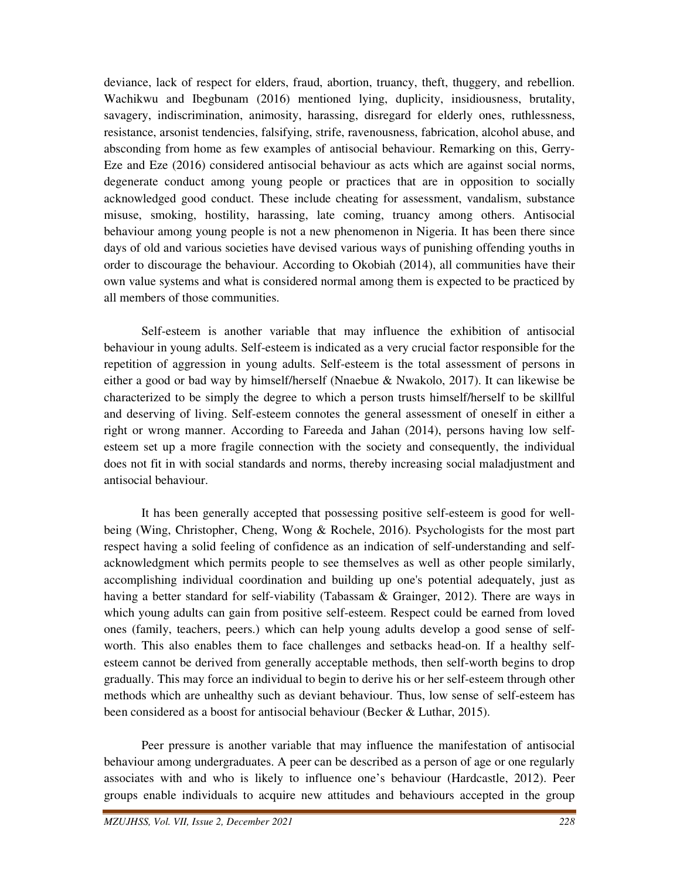deviance, lack of respect for elders, fraud, abortion, truancy, theft, thuggery, and rebellion. Wachikwu and Ibegbunam (2016) mentioned lying, duplicity, insidiousness, brutality, savagery, indiscrimination, animosity, harassing, disregard for elderly ones, ruthlessness, resistance, arsonist tendencies, falsifying, strife, ravenousness, fabrication, alcohol abuse, and absconding from home as few examples of antisocial behaviour. Remarking on this, Gerry-Eze and Eze (2016) considered antisocial behaviour as acts which are against social norms, degenerate conduct among young people or practices that are in opposition to socially acknowledged good conduct. These include cheating for assessment, vandalism, substance misuse, smoking, hostility, harassing, late coming, truancy among others. Antisocial behaviour among young people is not a new phenomenon in Nigeria. It has been there since days of old and various societies have devised various ways of punishing offending youths in order to discourage the behaviour. According to Okobiah (2014), all communities have their own value systems and what is considered normal among them is expected to be practiced by all members of those communities.

Self-esteem is another variable that may influence the exhibition of antisocial behaviour in young adults. Self-esteem is indicated as a very crucial factor responsible for the repetition of aggression in young adults. Self-esteem is the total assessment of persons in either a good or bad way by himself/herself (Nnaebue & Nwakolo, 2017). It can likewise be characterized to be simply the degree to which a person trusts himself/herself to be skillful and deserving of living. Self-esteem connotes the general assessment of oneself in either a right or wrong manner. According to Fareeda and Jahan (2014), persons having low self-esteem set up a more fragile connection with the society and consequently, the individual does not fit in with social standards and norms, thereby increasing social maladjustment and antisocial behaviour.

It has been generally accepted that possessing positive self-esteem is good for well-being (Wing, Christopher, Cheng, Wong & Rochele, 2016). Psychologists for the most part respect having a solid feeling of confidence as an indication of self-understanding and self-acknowledgment which permits people to see themselves as well as other people similarly, accomplishing individual coordination and building up one's potential adequately, just as having a better standard for self-viability (Tabassam & Grainger, 2012). There are ways in which young adults can gain from positive self-esteem. Respect could be earned from loved ones (family, teachers, peers.) which can help young adults develop a good sense of self-worth. This also enables them to face challenges and setbacks head-on. If a healthy self-esteem cannot be derived from generally acceptable methods, then self-worth begins to drop gradually. This may force an individual to begin to derive his or her self-esteem through other methods which are unhealthy such as deviant behaviour. Thus, low sense of self-esteem has been considered as a boost for antisocial behaviour (Becker & Luthar, 2015).

Peer pressure is another variable that may influence the manifestation of antisocial behaviour among undergraduates. A peer can be described as a person of age or one regularly associates with and who is likely to influence one's behaviour (Hardcastle, 2012). Peer groups enable individuals to acquire new attitudes and behaviours accepted in the group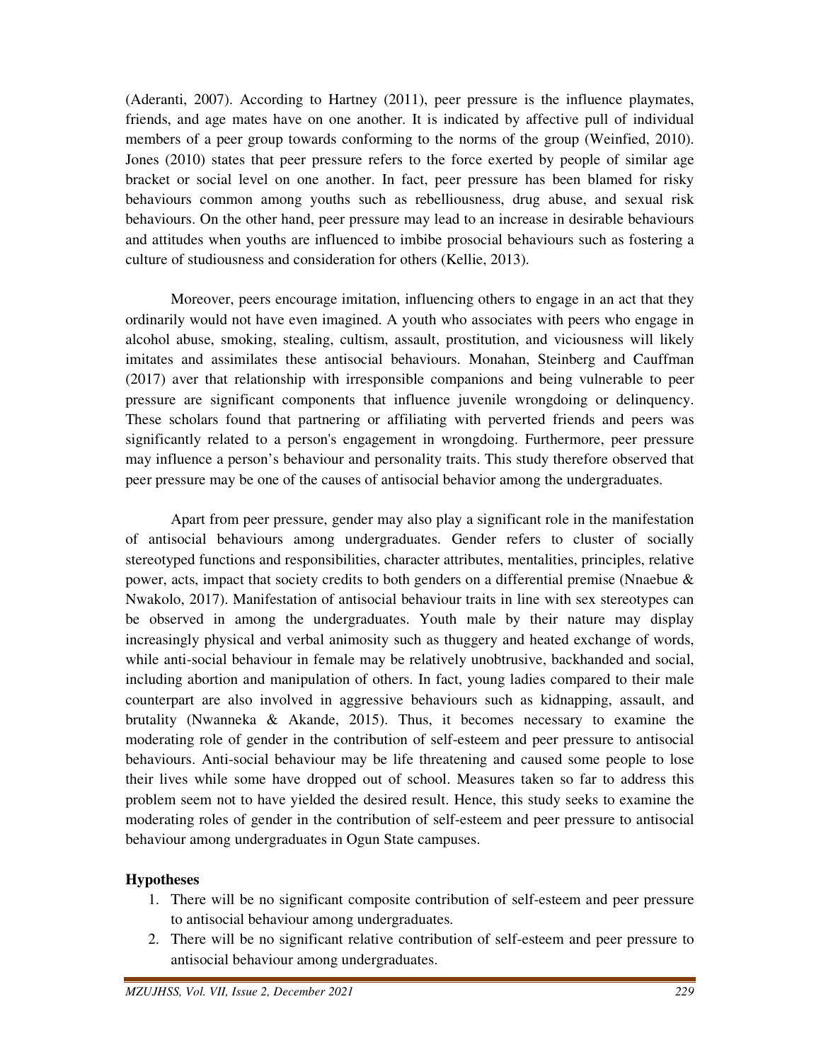(Aderanti, 2007). According to Hartney (2011), peer pressure is the influence playmates, friends, and age mates have on one another. It is indicated by affective pull of individual members of a peer group towards conforming to the norms of the group (Weinfied, 2010). Jones (2010) states that peer pressure refers to the force exerted by people of similar age bracket or social level on one another. In fact, peer pressure has been blamed for risky behaviours common among youths such as rebelliousness, drug abuse, and sexual risk behaviours. On the other hand, peer pressure may lead to an increase in desirable behaviours and attitudes when youths are influenced to imbibe prosocial behaviours such as fostering a culture of studiousness and consideration for others (Kellie, 2013).

Moreover, peers encourage imitation, influencing others to engage in an act that they ordinarily would not have even imagined. A youth who associates with peers who engage in alcohol abuse, smoking, stealing, cultism, assault, prostitution, and viciousness will likely imitates and assimilates these antisocial behaviours. Monahan, Steinberg and Cauffman (2017) aver that relationship with irresponsible companions and being vulnerable to peer pressure are significant components that influence juvenile wrongdoing or delinquency. These scholars found that partnering or affiliating with perverted friends and peers was significantly related to a person's engagement in wrongdoing. Furthermore, peer pressure may influence a person's behaviour and personality traits. This study therefore observed that peer pressure may be one of the causes of antisocial behavior among the undergraduates.

Apart from peer pressure, gender may also play a significant role in the manifestation of antisocial behaviours among undergraduates. Gender refers to cluster of socially stereotyped functions and responsibilities, character attributes, mentalities, principles, relative power, acts, impact that society credits to both genders on a differential premise (Nnaebue & Nwakolo, 2017). Manifestation of antisocial behaviour traits in line with sex stereotypes can be observed in among the undergraduates. Youth male by their nature may display increasingly physical and verbal animosity such as thuggery and heated exchange of words, while anti-social behaviour in female may be relatively unobtrusive, backhanded and social, including abortion and manipulation of others. In fact, young ladies compared to their male counterpart are also involved in aggressive behaviours such as kidnapping, assault, and brutality (Nwanneka & Akande, 2015). Thus, it becomes necessary to examine the moderating role of gender in the contribution of self-esteem and peer pressure to antisocial behaviours. Anti-social behaviour may be life threatening and caused some people to lose their lives while some have dropped out of school. Measures taken so far to address this problem seem not to have yielded the desired result. Hence, this study seeks to examine the moderating roles of gender in the contribution of self-esteem and peer pressure to antisocial behaviour among undergraduates in Ogun State campuses.

**Hypotheses**

1. There will be no significant composite contribution of self-esteem and peer pressure to antisocial behaviour among undergraduates.
2. There will be no significant relative contribution of self-esteem and peer pressure to antisocial behaviour among undergraduates.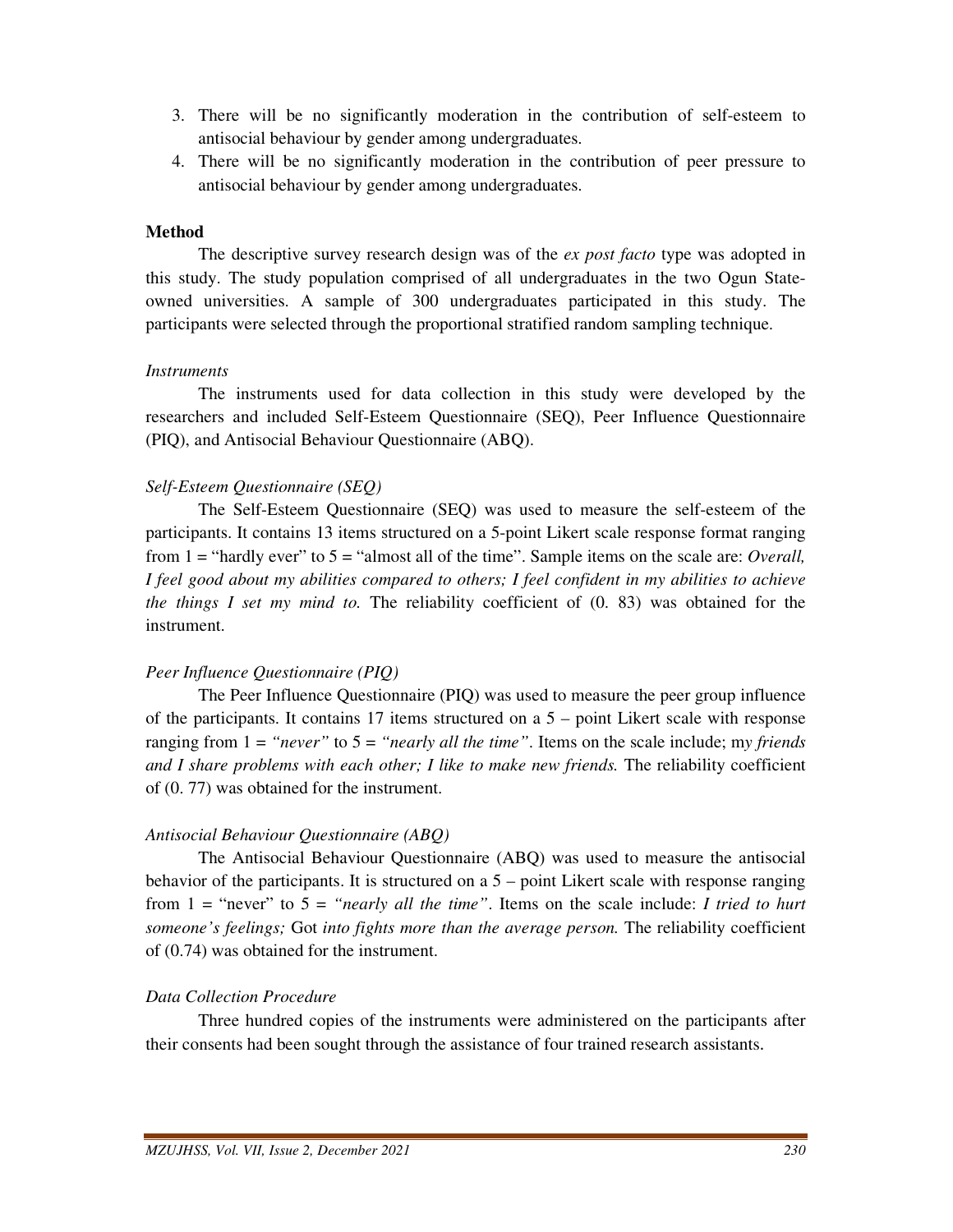3. There will be no significantly moderation in the contribution of self-esteem to antisocial behaviour by gender among undergraduates.
4. There will be no significantly moderation in the contribution of peer pressure to antisocial behaviour by gender among undergraduates.

**Method**

The descriptive survey research design was of the *ex post facto* type was adopted in this study. The study population comprised of all undergraduates in the two Ogun State-owned universities. A sample of 300 undergraduates participated in this study. The participants were selected through the proportional stratified random sampling technique.

*Instruments*

The instruments used for data collection in this study were developed by the researchers and included Self-Esteem Questionnaire (SEQ), Peer Influence Questionnaire (PIQ), and Antisocial Behaviour Questionnaire (ABQ).

*Self-Esteem Questionnaire (SEQ)*

The Self-Esteem Questionnaire (SEQ) was used to measure the self-esteem of the participants. It contains 13 items structured on a 5-point Likert scale response format ranging from 1 = "hardly ever" to 5 = "almost all of the time". Sample items on the scale are: *Overall, I feel good about my abilities compared to others; I feel confident in my abilities to achieve the things I set my mind to.* The reliability coefficient of (0. 83) was obtained for the instrument.

*Peer Influence Questionnaire (PIQ)*

The Peer Influence Questionnaire (PIQ) was used to measure the peer group influence of the participants. It contains 17 items structured on a 5 – point Likert scale with response ranging from 1 = *"never"* to 5 = *"nearly all the time"*. Items on the scale include; m*y friends and I share problems with each other; I like to make new friends.* The reliability coefficient of (0. 77) was obtained for the instrument.

*Antisocial Behaviour Questionnaire (ABQ)*

The Antisocial Behaviour Questionnaire (ABQ) was used to measure the antisocial behavior of the participants. It is structured on a 5 – point Likert scale with response ranging from 1 = "never" to 5 = *"nearly all the time"*. Items on the scale include: *I tried to hurt someone's feelings;* Got *into fights more than the average person.* The reliability coefficient of (0.74) was obtained for the instrument.

*Data Collection Procedure*

Three hundred copies of the instruments were administered on the participants after their consents had been sought through the assistance of four trained research assistants.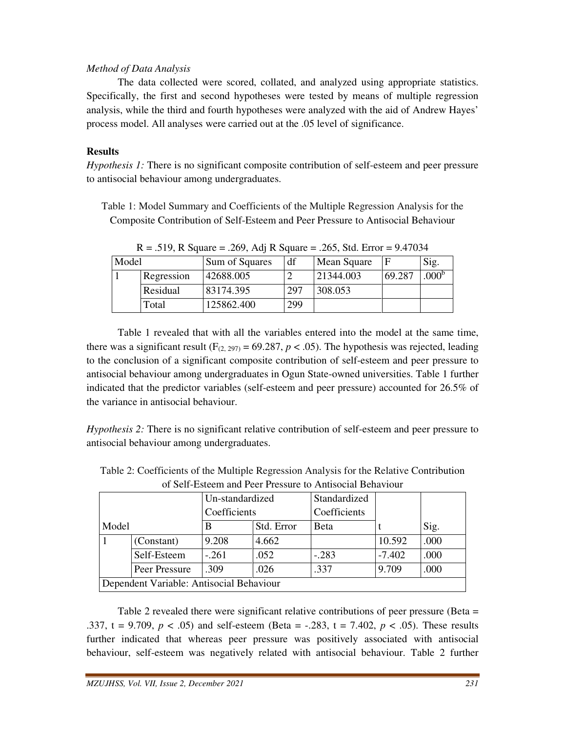*Method of Data Analysis*

The data collected were scored, collated, and analyzed using appropriate statistics. Specifically, the first and second hypotheses were tested by means of multiple regression analysis, while the third and fourth hypotheses were analyzed with the aid of Andrew Hayes' process model. All analyses were carried out at the .05 level of significance.

**Results**

*Hypothesis 1:* There is no significant composite contribution of self-esteem and peer pressure to antisocial behaviour among undergraduates.

Table 1: Model Summary and Coefficients of the Multiple Regression Analysis for the Composite Contribution of Self-Esteem and Peer Pressure to Antisocial Behaviour

R = .519, R Square = .269, Adj R Square = .265, Std. Error = 9.47034

| Model | | Sum of Squares | df | Mean Square | F | Sig. |
|---|---|---|---|---|---|---|
| 1 | Regression | 42688.005 | 2 | 21344.003 | 69.287 | .000[b] |
| | Residual | 83174.395 | 297 | 308.053 | | |
| | Total | 125862.400 | 299 | | | |

Table 1 revealed that with all the variables entered into the model at the same time, there was a significant result ($F_{(2, 297)} = 69.287$, $p < .05$). The hypothesis was rejected, leading to the conclusion of a significant composite contribution of self-esteem and peer pressure to antisocial behaviour among undergraduates in Ogun State-owned universities. Table 1 further indicated that the predictor variables (self-esteem and peer pressure) accounted for 26.5% of the variance in antisocial behaviour.

*Hypothesis 2:* There is no significant relative contribution of self-esteem and peer pressure to antisocial behaviour among undergraduates.

Table 2: Coefficients of the Multiple Regression Analysis for the Relative Contribution of Self-Esteem and Peer Pressure to Antisocial Behaviour

| Model | | Un-standardized Coefficients | | Standardized Coefficients | t | Sig. |
|---|---|---|---|---|---|---|
| | | B | Std. Error | Beta | | |
| 1 | (Constant) | 9.208 | 4.662 | | 10.592 | .000 |
| | Self-Esteem | -.261 | .052 | -.283 | -7.402 | .000 |
| | Peer Pressure | .309 | .026 | .337 | 9.709 | .000 |
| Dependent Variable: Antisocial Behaviour | | | | | | |

Table 2 revealed there were significant relative contributions of peer pressure (Beta = .337, t = 9.709, $p < .05$) and self-esteem (Beta = -.283, t = 7.402, $p < .05$). These results further indicated that whereas peer pressure was positively associated with antisocial behaviour, self-esteem was negatively related with antisocial behaviour. Table 2 further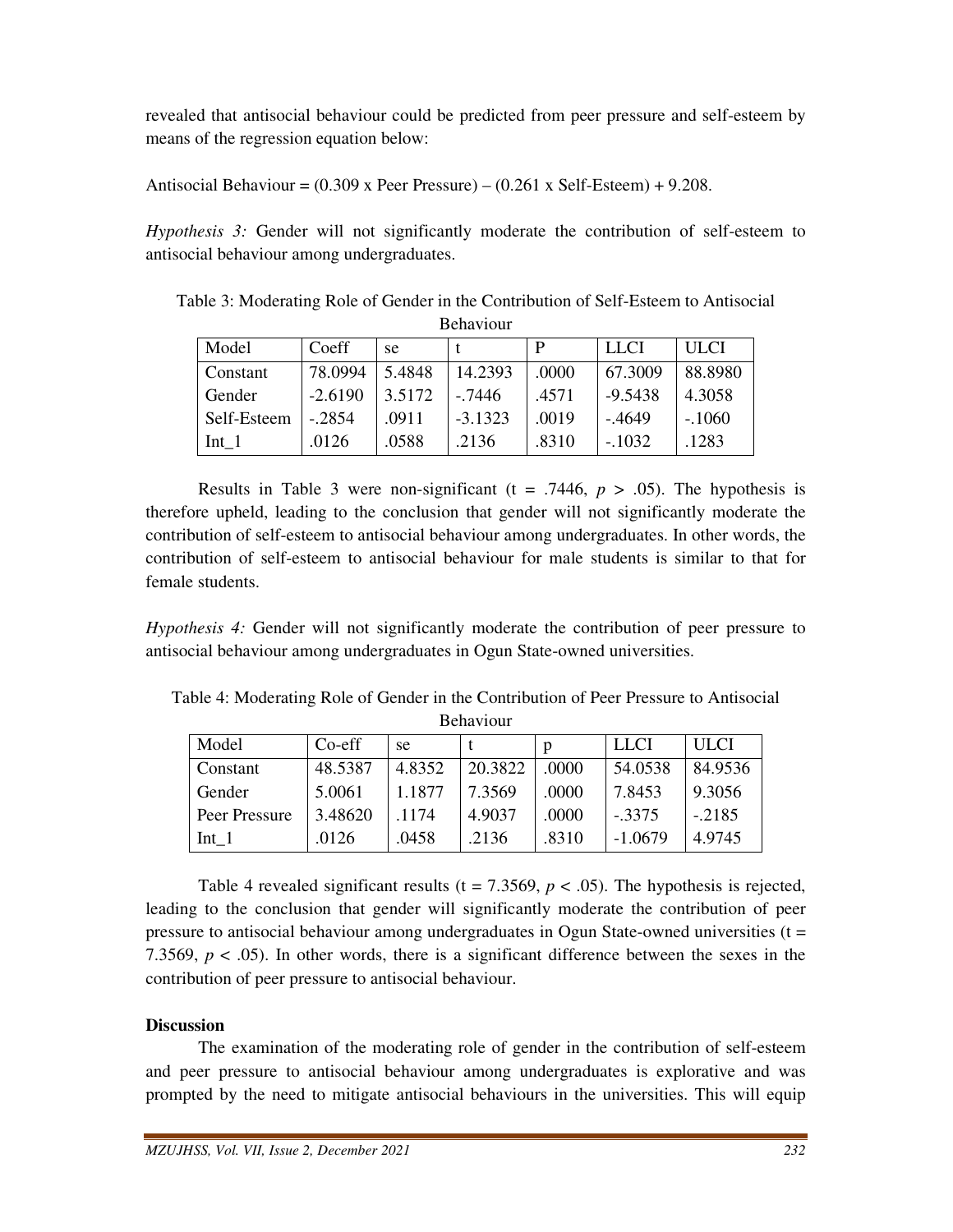revealed that antisocial behaviour could be predicted from peer pressure and self-esteem by means of the regression equation below:

Antisocial Behaviour = (0.309 x Peer Pressure) – (0.261 x Self-Esteem) + 9.208.

*Hypothesis 3:* Gender will not significantly moderate the contribution of self-esteem to antisocial behaviour among undergraduates.

Table 3: Moderating Role of Gender in the Contribution of Self-Esteem to Antisocial Behaviour

| Model | Coeff | se | t | P | LLCI | ULCI |
|---|---|---|---|---|---|---|
| Constant | 78.0994 | 5.4848 | 14.2393 | .0000 | 67.3009 | 88.8980 |
| Gender | -2.6190 | 3.5172 | -.7446 | .4571 | -9.5438 | 4.3058 |
| Self-Esteem | -.2854 | .0911 | -3.1323 | .0019 | -.4649 | -.1060 |
| Int_1 | .0126 | .0588 | .2136 | .8310 | -.1032 | .1283 |

Results in Table 3 were non-significant (t = .7446, $p$ > .05). The hypothesis is therefore upheld, leading to the conclusion that gender will not significantly moderate the contribution of self-esteem to antisocial behaviour among undergraduates. In other words, the contribution of self-esteem to antisocial behaviour for male students is similar to that for female students.

*Hypothesis 4:* Gender will not significantly moderate the contribution of peer pressure to antisocial behaviour among undergraduates in Ogun State-owned universities.

Table 4: Moderating Role of Gender in the Contribution of Peer Pressure to Antisocial Behaviour

| Model | Co-eff | se | t | p | LLCI | ULCI |
|---|---|---|---|---|---|---|
| Constant | 48.5387 | 4.8352 | 20.3822 | .0000 | 54.0538 | 84.9536 |
| Gender | 5.0061 | 1.1877 | 7.3569 | .0000 | 7.8453 | 9.3056 |
| Peer Pressure | 3.48620 | .1174 | 4.9037 | .0000 | -.3375 | -.2185 |
| Int_1 | .0126 | .0458 | .2136 | .8310 | -1.0679 | 4.9745 |

Table 4 revealed significant results (t = 7.3569, $p$ < .05). The hypothesis is rejected, leading to the conclusion that gender will significantly moderate the contribution of peer pressure to antisocial behaviour among undergraduates in Ogun State-owned universities (t = 7.3569, $p$ < .05). In other words, there is a significant difference between the sexes in the contribution of peer pressure to antisocial behaviour.

**Discussion**

The examination of the moderating role of gender in the contribution of self-esteem and peer pressure to antisocial behaviour among undergraduates is explorative and was prompted by the need to mitigate antisocial behaviours in the universities. This will equip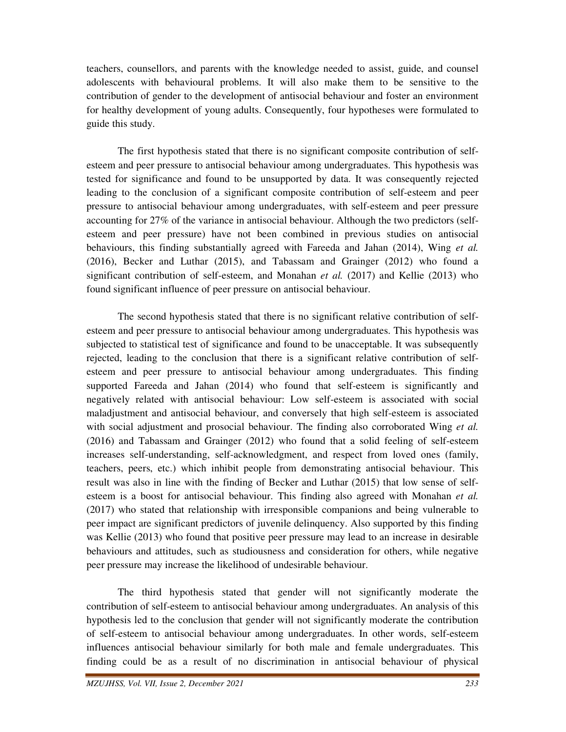teachers, counsellors, and parents with the knowledge needed to assist, guide, and counsel adolescents with behavioural problems. It will also make them to be sensitive to the contribution of gender to the development of antisocial behaviour and foster an environment for healthy development of young adults. Consequently, four hypotheses were formulated to guide this study.

The first hypothesis stated that there is no significant composite contribution of self-esteem and peer pressure to antisocial behaviour among undergraduates. This hypothesis was tested for significance and found to be unsupported by data. It was consequently rejected leading to the conclusion of a significant composite contribution of self-esteem and peer pressure to antisocial behaviour among undergraduates, with self-esteem and peer pressure accounting for 27% of the variance in antisocial behaviour. Although the two predictors (self-esteem and peer pressure) have not been combined in previous studies on antisocial behaviours, this finding substantially agreed with Fareeda and Jahan (2014), Wing *et al.* (2016), Becker and Luthar (2015), and Tabassam and Grainger (2012) who found a significant contribution of self-esteem, and Monahan *et al.* (2017) and Kellie (2013) who found significant influence of peer pressure on antisocial behaviour.

The second hypothesis stated that there is no significant relative contribution of self-esteem and peer pressure to antisocial behaviour among undergraduates. This hypothesis was subjected to statistical test of significance and found to be unacceptable. It was subsequently rejected, leading to the conclusion that there is a significant relative contribution of self-esteem and peer pressure to antisocial behaviour among undergraduates. This finding supported Fareeda and Jahan (2014) who found that self-esteem is significantly and negatively related with antisocial behaviour: Low self-esteem is associated with social maladjustment and antisocial behaviour, and conversely that high self-esteem is associated with social adjustment and prosocial behaviour. The finding also corroborated Wing *et al.* (2016) and Tabassam and Grainger (2012) who found that a solid feeling of self-esteem increases self-understanding, self-acknowledgment, and respect from loved ones (family, teachers, peers, etc.) which inhibit people from demonstrating antisocial behaviour. This result was also in line with the finding of Becker and Luthar (2015) that low sense of self-esteem is a boost for antisocial behaviour. This finding also agreed with Monahan *et al.* (2017) who stated that relationship with irresponsible companions and being vulnerable to peer impact are significant predictors of juvenile delinquency. Also supported by this finding was Kellie (2013) who found that positive peer pressure may lead to an increase in desirable behaviours and attitudes, such as studiousness and consideration for others, while negative peer pressure may increase the likelihood of undesirable behaviour.

The third hypothesis stated that gender will not significantly moderate the contribution of self-esteem to antisocial behaviour among undergraduates. An analysis of this hypothesis led to the conclusion that gender will not significantly moderate the contribution of self-esteem to antisocial behaviour among undergraduates. In other words, self-esteem influences antisocial behaviour similarly for both male and female undergraduates. This finding could be as a result of no discrimination in antisocial behaviour of physical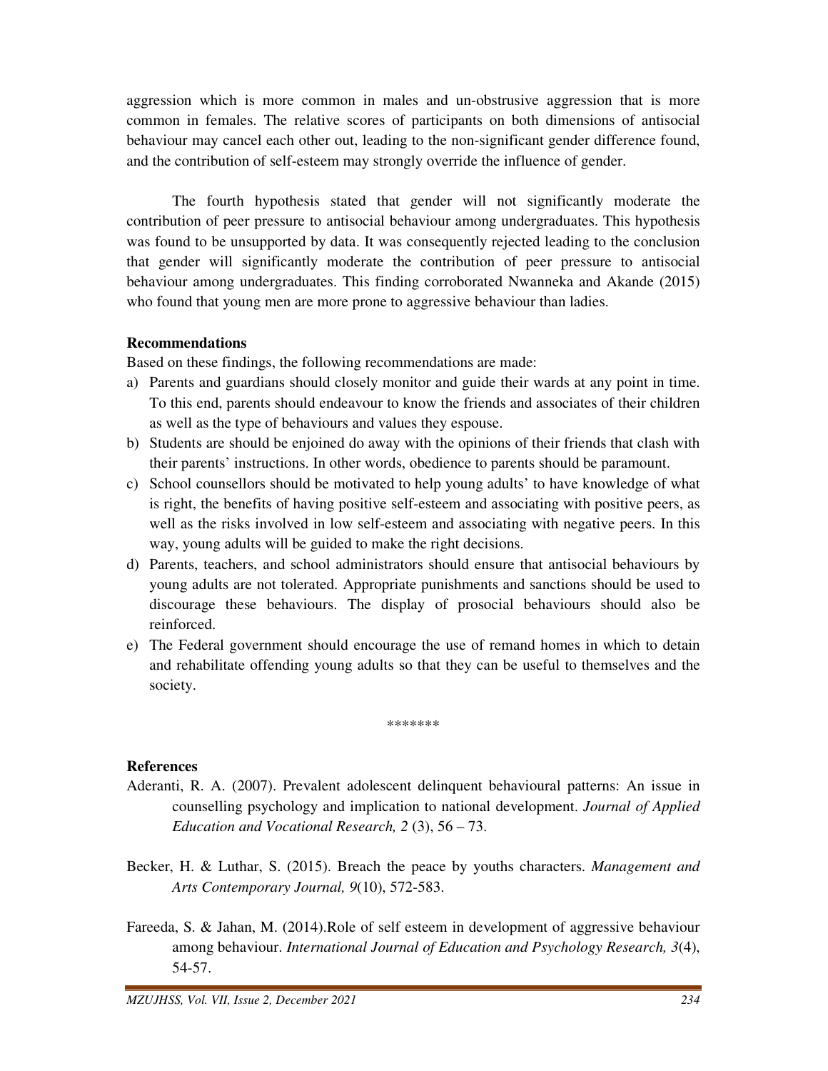aggression which is more common in males and un-obstrusive aggression that is more common in females. The relative scores of participants on both dimensions of antisocial behaviour may cancel each other out, leading to the non-significant gender difference found, and the contribution of self-esteem may strongly override the influence of gender.

The fourth hypothesis stated that gender will not significantly moderate the contribution of peer pressure to antisocial behaviour among undergraduates. This hypothesis was found to be unsupported by data. It was consequently rejected leading to the conclusion that gender will significantly moderate the contribution of peer pressure to antisocial behaviour among undergraduates. This finding corroborated Nwanneka and Akande (2015) who found that young men are more prone to aggressive behaviour than ladies.

**Recommendations**

Based on these findings, the following recommendations are made:

a) Parents and guardians should closely monitor and guide their wards at any point in time. To this end, parents should endeavour to know the friends and associates of their children as well as the type of behaviours and values they espouse.
b) Students are should be enjoined do away with the opinions of their friends that clash with their parents' instructions. In other words, obedience to parents should be paramount.
c) School counsellors should be motivated to help young adults' to have knowledge of what is right, the benefits of having positive self-esteem and associating with positive peers, as well as the risks involved in low self-esteem and associating with negative peers. In this way, young adults will be guided to make the right decisions.
d) Parents, teachers, and school administrators should ensure that antisocial behaviours by young adults are not tolerated. Appropriate punishments and sanctions should be used to discourage these behaviours. The display of prosocial behaviours should also be reinforced.
e) The Federal government should encourage the use of remand homes in which to detain and rehabilitate offending young adults so that they can be useful to themselves and the society.

*******

**References**

Aderanti, R. A. (2007). Prevalent adolescent delinquent behavioural patterns: An issue in counselling psychology and implication to national development. *Journal of Applied Education and Vocational Research, 2* (3), 56 – 73.

Becker, H. & Luthar, S. (2015). Breach the peace by youths characters. *Management and Arts Contemporary Journal, 9*(10), 572-583.

Fareeda, S. & Jahan, M. (2014).Role of self esteem in development of aggressive behaviour among behaviour. *International Journal of Education and Psychology Research, 3*(4), 54-57.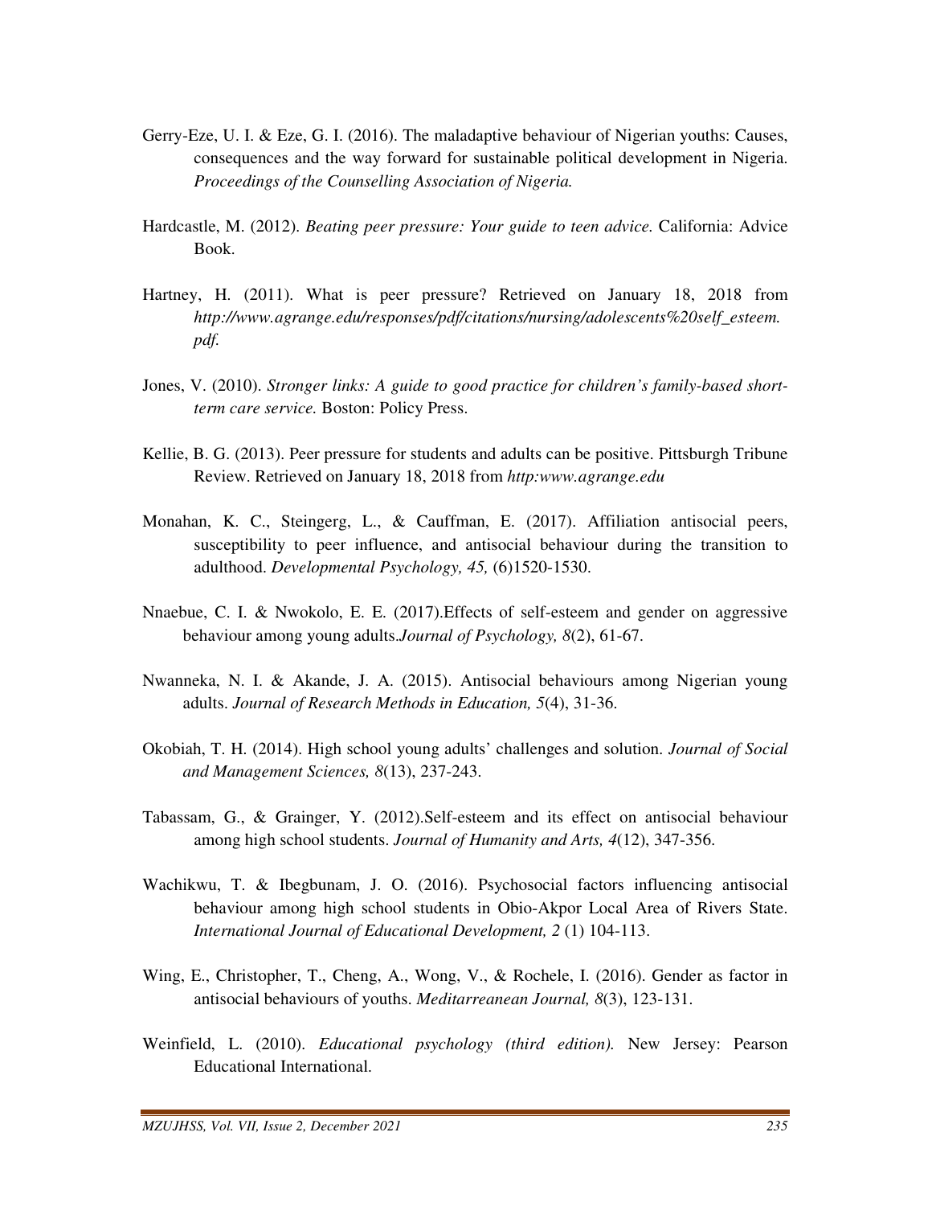Gerry-Eze, U. I. & Eze, G. I. (2016). The maladaptive behaviour of Nigerian youths: Causes, consequences and the way forward for sustainable political development in Nigeria. *Proceedings of the Counselling Association of Nigeria.*

Hardcastle, M. (2012). *Beating peer pressure: Your guide to teen advice.* California: Advice Book.

Hartney, H. (2011). What is peer pressure? Retrieved on January 18, 2018 from *http://www.agrange.edu/responses/pdf/citations/nursing/adolescents%20self_esteem.pdf.*

Jones, V. (2010). *Stronger links: A guide to good practice for children's family-based short-term care service.* Boston: Policy Press.

Kellie, B. G. (2013). Peer pressure for students and adults can be positive. Pittsburgh Tribune Review. Retrieved on January 18, 2018 from *http:www.agrange.edu*

Monahan, K. C., Steingerg, L., & Cauffman, E. (2017). Affiliation antisocial peers, susceptibility to peer influence, and antisocial behaviour during the transition to adulthood. *Developmental Psychology, 45,* (6)1520-1530.

Nnaebue, C. I. & Nwokolo, E. E. (2017).Effects of self-esteem and gender on aggressive behaviour among young adults.*Journal of Psychology, 8*(2), 61-67.

Nwanneka, N. I. & Akande, J. A. (2015). Antisocial behaviours among Nigerian young adults. *Journal of Research Methods in Education, 5*(4), 31-36.

Okobiah, T. H. (2014). High school young adults' challenges and solution. *Journal of Social and Management Sciences, 8*(13), 237-243.

Tabassam, G., & Grainger, Y. (2012).Self-esteem and its effect on antisocial behaviour among high school students. *Journal of Humanity and Arts, 4*(12), 347-356.

Wachikwu, T. & Ibegbunam, J. O. (2016). Psychosocial factors influencing antisocial behaviour among high school students in Obio-Akpor Local Area of Rivers State. *International Journal of Educational Development, 2* (1) 104-113.

Wing, E., Christopher, T., Cheng, A., Wong, V., & Rochele, I. (2016). Gender as factor in antisocial behaviours of youths. *Meditarreanean Journal, 8*(3), 123-131.

Weinfield, L. (2010). *Educational psychology (third edition).* New Jersey: Pearson Educational International.